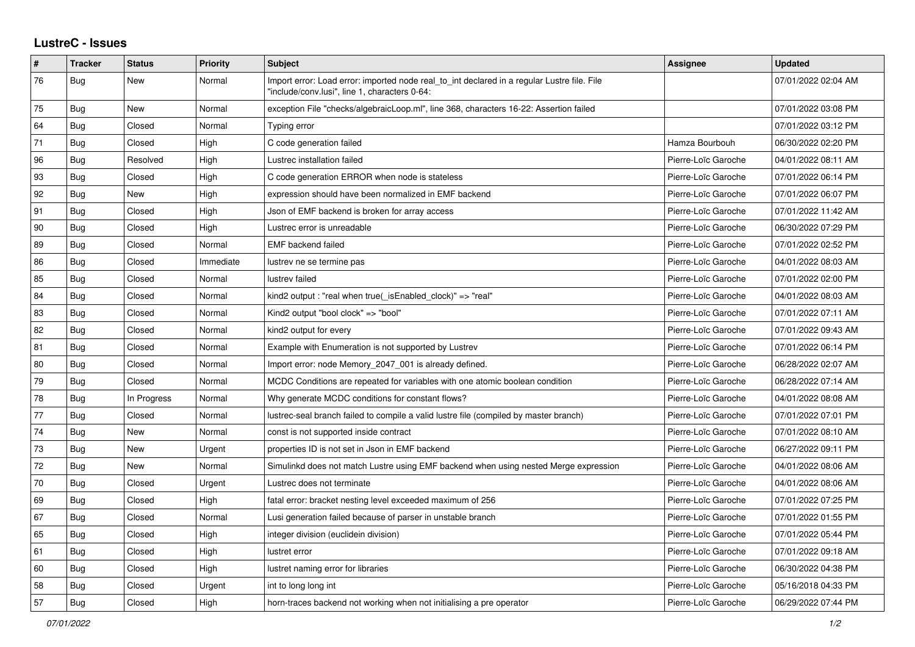# LustreC - Issues

| # | Tracker | Status | Priority | Subject | Assignee | Updated |
|---|---|---|---|---|---|---|
| 76 | Bug | New | Normal | Import error: Load error: imported node real_to_int declared in a regular Lustre file. File "include/conv.lusi", line 1, characters 0-64: | | 07/01/2022 02:04 AM |
| 75 | Bug | New | Normal | exception File "checks/algebraicLoop.ml", line 368, characters 16-22: Assertion failed | | 07/01/2022 03:08 PM |
| 64 | Bug | Closed | Normal | Typing error | | 07/01/2022 03:12 PM |
| 71 | Bug | Closed | High | C code generation failed | Hamza Bourbouh | 06/30/2022 02:20 PM |
| 96 | Bug | Resolved | High | Lustrec installation failed | Pierre-Loïc Garoche | 04/01/2022 08:11 AM |
| 93 | Bug | Closed | High | C code generation ERROR when node is stateless | Pierre-Loïc Garoche | 07/01/2022 06:14 PM |
| 92 | Bug | New | High | expression should have been normalized in EMF backend | Pierre-Loïc Garoche | 07/01/2022 06:07 PM |
| 91 | Bug | Closed | High | Json of EMF backend is broken for array access | Pierre-Loïc Garoche | 07/01/2022 11:42 AM |
| 90 | Bug | Closed | High | Lustrec error is unreadable | Pierre-Loïc Garoche | 06/30/2022 07:29 PM |
| 89 | Bug | Closed | Normal | EMF backend failed | Pierre-Loïc Garoche | 07/01/2022 02:52 PM |
| 86 | Bug | Closed | Immediate | lustrev ne se termine pas | Pierre-Loïc Garoche | 04/01/2022 08:03 AM |
| 85 | Bug | Closed | Normal | lustrev failed | Pierre-Loïc Garoche | 07/01/2022 02:00 PM |
| 84 | Bug | Closed | Normal | kind2 output : "real when true(_isEnabled_clock)" => "real" | Pierre-Loïc Garoche | 04/01/2022 08:03 AM |
| 83 | Bug | Closed | Normal | Kind2 output "bool clock" => "bool" | Pierre-Loïc Garoche | 07/01/2022 07:11 AM |
| 82 | Bug | Closed | Normal | kind2 output for every | Pierre-Loïc Garoche | 07/01/2022 09:43 AM |
| 81 | Bug | Closed | Normal | Example with Enumeration is not supported by Lustrev | Pierre-Loïc Garoche | 07/01/2022 06:14 PM |
| 80 | Bug | Closed | Normal | Import error: node Memory_2047_001 is already defined. | Pierre-Loïc Garoche | 06/28/2022 02:07 AM |
| 79 | Bug | Closed | Normal | MCDC Conditions are repeated for variables with one atomic boolean condition | Pierre-Loïc Garoche | 06/28/2022 07:14 AM |
| 78 | Bug | In Progress | Normal | Why generate MCDC conditions for constant flows? | Pierre-Loïc Garoche | 04/01/2022 08:08 AM |
| 77 | Bug | Closed | Normal | lustrec-seal branch failed to compile a valid lustre file (compiled by master branch) | Pierre-Loïc Garoche | 07/01/2022 07:01 PM |
| 74 | Bug | New | Normal | const is not supported inside contract | Pierre-Loïc Garoche | 07/01/2022 08:10 AM |
| 73 | Bug | New | Urgent | properties ID is not set in Json in EMF backend | Pierre-Loïc Garoche | 06/27/2022 09:11 PM |
| 72 | Bug | New | Normal | Simulinkd does not match Lustre using EMF backend when using nested Merge expression | Pierre-Loïc Garoche | 04/01/2022 08:06 AM |
| 70 | Bug | Closed | Urgent | Lustrec does not terminate | Pierre-Loïc Garoche | 04/01/2022 08:06 AM |
| 69 | Bug | Closed | High | fatal error: bracket nesting level exceeded maximum of 256 | Pierre-Loïc Garoche | 07/01/2022 07:25 PM |
| 67 | Bug | Closed | Normal | Lusi generation failed because of parser in unstable branch | Pierre-Loïc Garoche | 07/01/2022 01:55 PM |
| 65 | Bug | Closed | High | integer division (euclidein division) | Pierre-Loïc Garoche | 07/01/2022 05:44 PM |
| 61 | Bug | Closed | High | lustret error | Pierre-Loïc Garoche | 07/01/2022 09:18 AM |
| 60 | Bug | Closed | High | lustret naming error for libraries | Pierre-Loïc Garoche | 06/30/2022 04:38 PM |
| 58 | Bug | Closed | Urgent | int to long long int | Pierre-Loïc Garoche | 05/16/2018 04:33 PM |
| 57 | Bug | Closed | High | horn-traces backend not working when not initialising a pre operator | Pierre-Loïc Garoche | 06/29/2022 07:44 PM |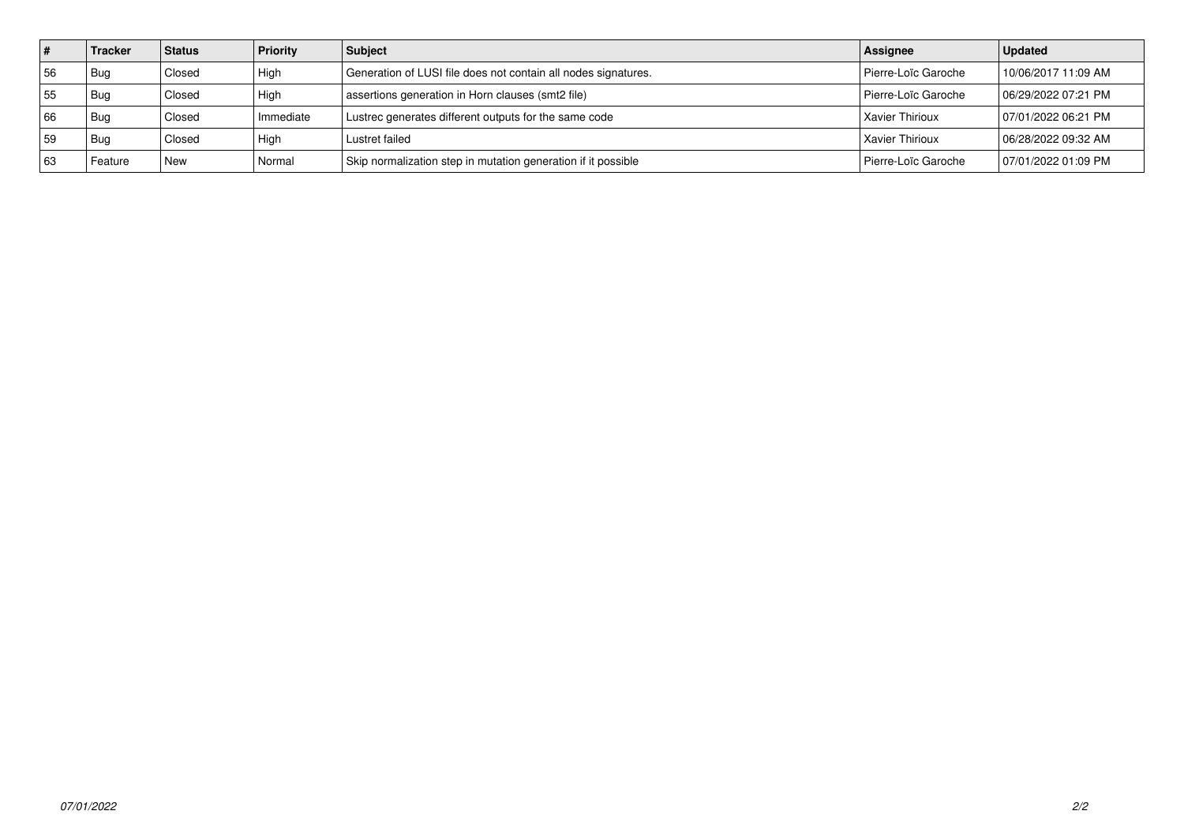| # | Tracker | Status | Priority | Subject | Assignee | Updated |
|---|---|---|---|---|---|---|
| 56 | Bug | Closed | High | Generation of LUSI file does not contain all nodes signatures. | Pierre-Loïc Garoche | 10/06/2017 11:09 AM |
| 55 | Bug | Closed | High | assertions generation in Horn clauses (smt2 file) | Pierre-Loïc Garoche | 06/29/2022 07:21 PM |
| 66 | Bug | Closed | Immediate | Lustrec generates different outputs for the same code | Xavier Thirioux | 07/01/2022 06:21 PM |
| 59 | Bug | Closed | High | Lustret failed | Xavier Thirioux | 06/28/2022 09:32 AM |
| 63 | Feature | New | Normal | Skip normalization step in mutation generation if it possible | Pierre-Loïc Garoche | 07/01/2022 01:09 PM |